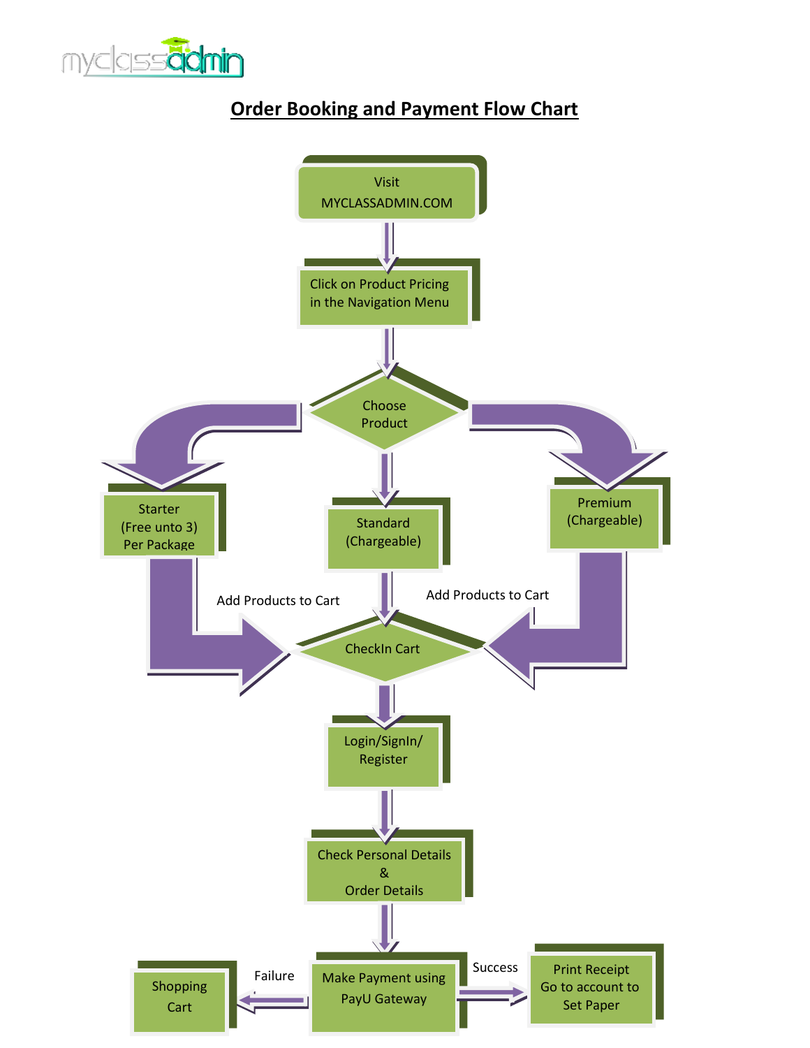myclassadmin

# Order Booking and Payment Flow Chart

Visit
MYCLASSADMIN.COM

Click on Product Pricing
in the Navigation Menu

Choose
Product

Starter
(Free unto 3)
Per Package

Standard
(Chargeable)

Premium
(Chargeable)

Add Products to Cart

Add Products to Cart

CheckIn Cart

Login/SignIn/
Register

Check Personal Details
&
Order Details

Shopping
Cart

Failure

Make Payment using
PayU Gateway

Success

Print Receipt
Go to account to
Set Paper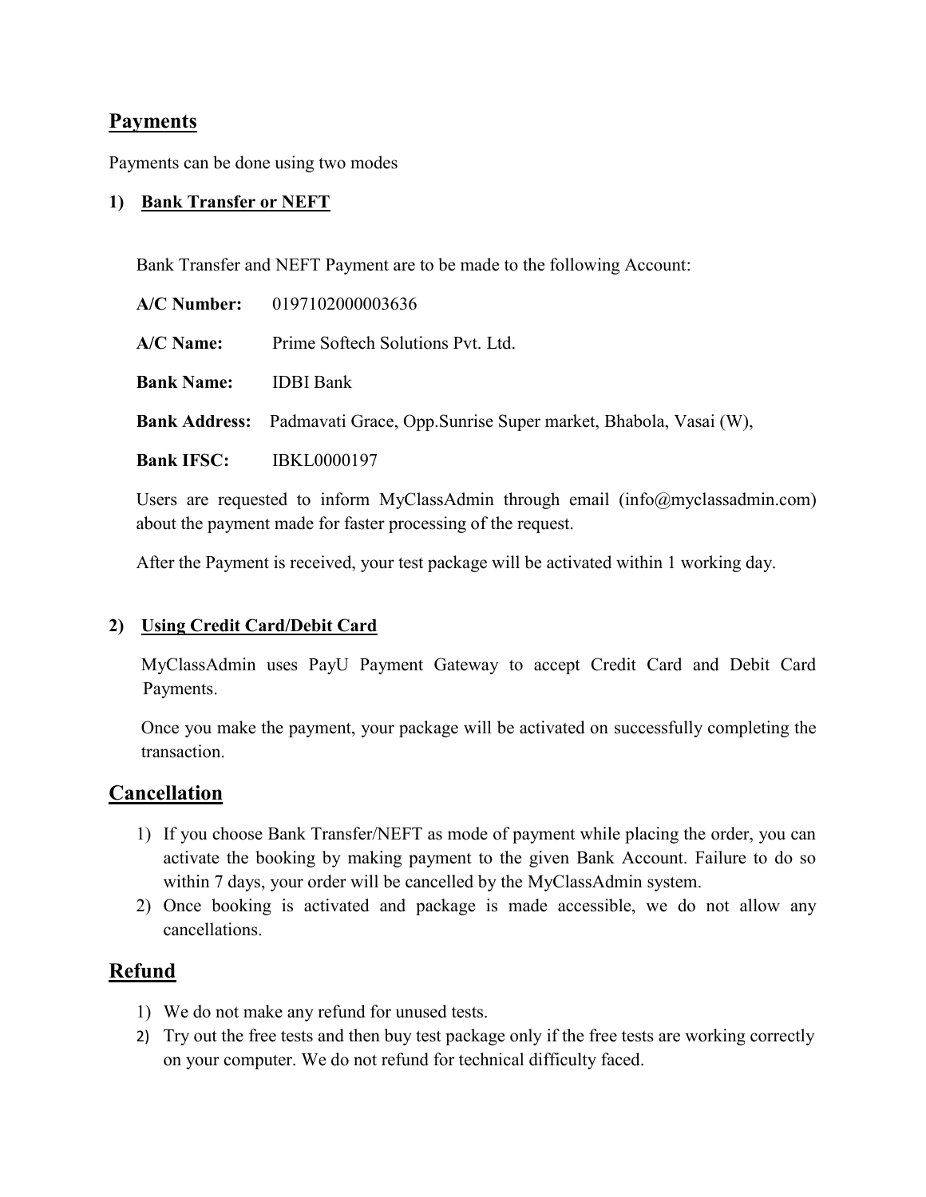## Payments

Payments can be done using two modes

### 1) Bank Transfer or NEFT

Bank Transfer and NEFT Payment are to be made to the following Account:

**A/C Number:** 0197102000003636

**A/C Name:** Prime Softech Solutions Pvt. Ltd.

**Bank Name:** IDBI Bank

**Bank Address:** Padmavati Grace, Opp.Sunrise Super market, Bhabola, Vasai (W),

**Bank IFSC:** IBKL0000197

Users are requested to inform MyClassAdmin through email (info@myclassadmin.com) about the payment made for faster processing of the request.

After the Payment is received, your test package will be activated within 1 working day.

### 2) Using Credit Card/Debit Card

MyClassAdmin uses PayU Payment Gateway to accept Credit Card and Debit Card Payments.

Once you make the payment, your package will be activated on successfully completing the transaction.

## Cancellation

1) If you choose Bank Transfer/NEFT as mode of payment while placing the order, you can activate the booking by making payment to the given Bank Account. Failure to do so within 7 days, your order will be cancelled by the MyClassAdmin system.
2) Once booking is activated and package is made accessible, we do not allow any cancellations.

## Refund

1) We do not make any refund for unused tests.
2) Try out the free tests and then buy test package only if the free tests are working correctly on your computer. We do not refund for technical difficulty faced.